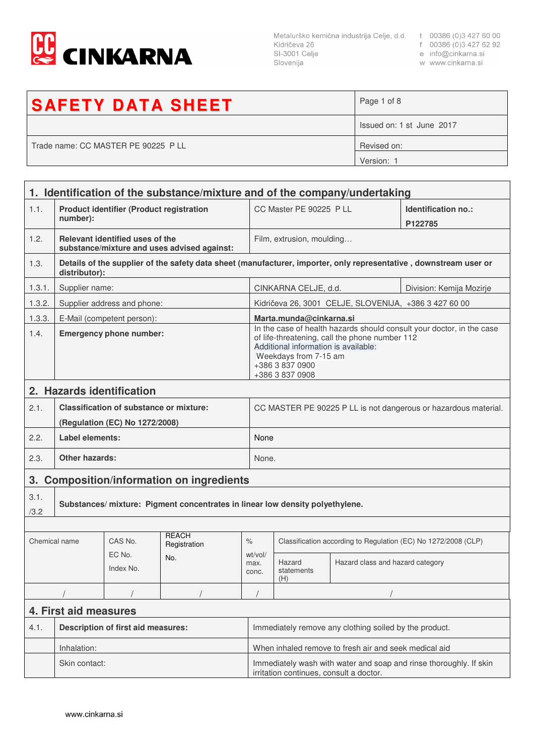CINKARNA

Metalurško kemična industrija Celje, d.d.
Kidričeva 26
SI-3001 Celje
Slovenija

t 00386 (0)3 427 60 00
f 00386 (0)3 427 62 92
e info@cinkarna.si
w www.cinkarna.si

| **SAFETY DATA SHEET** | Page 1 of 8 |
|---|---|
| | Issued on: 1 st June 2017 |
| Trade name: CC MASTER PE 90225 P LL | Revised on: |
| | Version: 1 |

## 1. Identification of the substance/mixture and of the company/undertaking

| | | | |
|---|---|---|---|
| 1.1. | **Product identifier (Product registration number):** | CC Master PE 90225 P LL | **Identification no.: P122785** |
| 1.2. | **Relevant identified uses of the substance/mixture and uses advised against:** | Film, extrusion, moulding… | |
| 1.3. | **Details of the supplier of the safety data sheet (manufacturer, importer, only representative , downstream user or distributor):** | | |
| 1.3.1. | Supplier name: | CINKARNA CELJE, d.d. | Division: Kemija Mozirje |
| 1.3.2. | Supplier address and phone: | Kidričeva 26, 3001 CELJE, SLOVENIJA, +386 3 427 60 00 | |
| 1.3.3. | E-Mail (competent person): | **Marta.munda@cinkarna.si** | |
| 1.4. | **Emergency phone number:** | In the case of health hazards should consult your doctor, in the case of life-threatening, call the phone number 112<br>Additional information is available:<br>Weekdays from 7-15 am<br>+386 3 837 0900<br>+386 3 837 0908 | |

## 2. Hazards identification

| | | |
|---|---|---|
| 2.1. | **Classification of substance or mixture: (Regulation (EC) No 1272/2008)** | CC MASTER PE 90225 P LL is not dangerous or hazardous material. |
| 2.2. | **Label elements:** | None |
| 2.3. | **Other hazards:** | None. |

## 3. Composition/information on ingredients

3.1./3.2 **Substances/ mixture: Pigment concentrates in linear low density polyethylene.**

| Chemical name | CAS No. EC No. Index No. | REACH Registration No. | % wt/vol/ max. conc. | Classification according to Regulation (EC) No 1272/2008 (CLP) | |
|---|---|---|---|---|---|
| | | | | Hazard statements (H) | Hazard class and hazard category |
| / | / | / | / | / | |

## 4. First aid measures

| | | |
|---|---|---|
| 4.1. | **Description of first aid measures:** | Immediately remove any clothing soiled by the product. |
| | Inhalation: | When inhaled remove to fresh air and seek medical aid |
| | Skin contact: | Immediately wash with water and soap and rinse thoroughly. If skin irritation continues, consult a doctor. |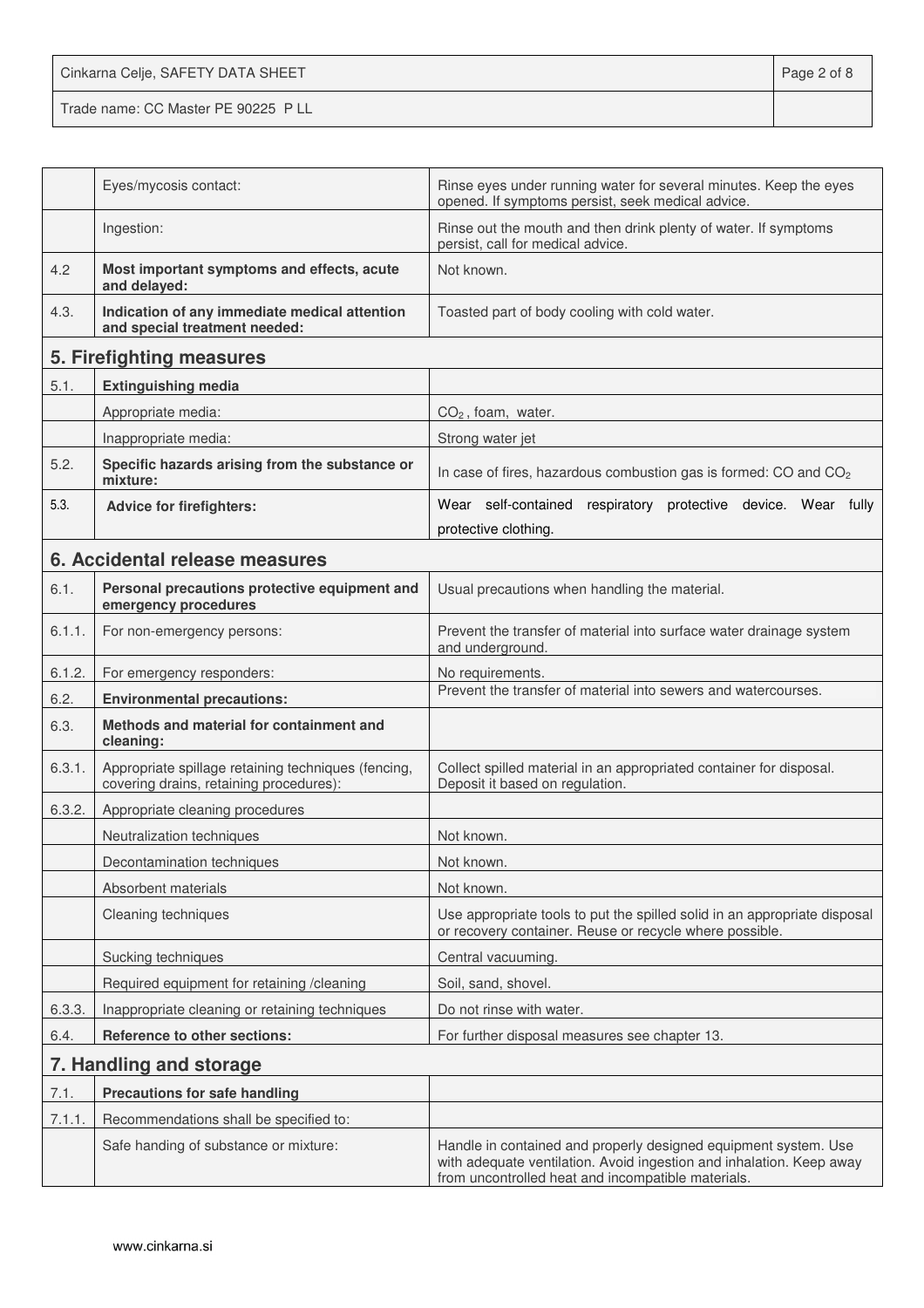| | | |
|---|---|---|
| | Eyes/mycosis contact: | Rinse eyes under running water for several minutes. Keep the eyes opened. If symptoms persist, seek medical advice. |
| | Ingestion: | Rinse out the mouth and then drink plenty of water. If symptoms persist, call for medical advice. |
| 4.2 | **Most important symptoms and effects, acute and delayed:** | Not known. |
| 4.3. | **Indication of any immediate medical attention and special treatment needed:** | Toasted part of body cooling with cold water. |

## 5. Firefighting measures

| | | |
|---|---|---|
| 5.1. | **Extinguishing media** | |
| | Appropriate media: | $CO_2$ , foam, water. |
| | Inappropriate media: | Strong water jet |
| 5.2. | **Specific hazards arising from the substance or mixture:** | In case of fires, hazardous combustion gas is formed: CO and $CO_2$ |
| 5.3. | **Advice for firefighters:** | Wear self-contained respiratory protective device. Wear fully protective clothing. |

## 6. Accidental release measures

| | | |
|---|---|---|
| 6.1. | **Personal precautions protective equipment and emergency procedures** | Usual precautions when handling the material. |
| 6.1.1. | For non-emergency persons: | Prevent the transfer of material into surface water drainage system and underground. |
| 6.1.2. | For emergency responders: | No requirements. |
| 6.2. | **Environmental precautions:** | Prevent the transfer of material into sewers and watercourses. |
| 6.3. | **Methods and material for containment and cleaning:** | |
| 6.3.1. | Appropriate spillage retaining techniques (fencing, covering drains, retaining procedures): | Collect spilled material in an appropriated container for disposal. Deposit it based on regulation. |
| 6.3.2. | Appropriate cleaning procedures | |
| | Neutralization techniques | Not known. |
| | Decontamination techniques | Not known. |
| | Absorbent materials | Not known. |
| | Cleaning techniques | Use appropriate tools to put the spilled solid in an appropriate disposal or recovery container. Reuse or recycle where possible. |
| | Sucking techniques | Central vacuuming. |
| | Required equipment for retaining /cleaning | Soil, sand, shovel. |
| 6.3.3. | Inappropriate cleaning or retaining techniques | Do not rinse with water. |
| 6.4. | **Reference to other sections:** | For further disposal measures see chapter 13. |

## 7. Handling and storage

| | | |
|---|---|---|
| 7.1. | **Precautions for safe handling** | |
| 7.1.1. | Recommendations shall be specified to: | |
| | Safe handing of substance or mixture: | Handle in contained and properly designed equipment system. Use with adequate ventilation. Avoid ingestion and inhalation. Keep away from uncontrolled heat and incompatible materials. |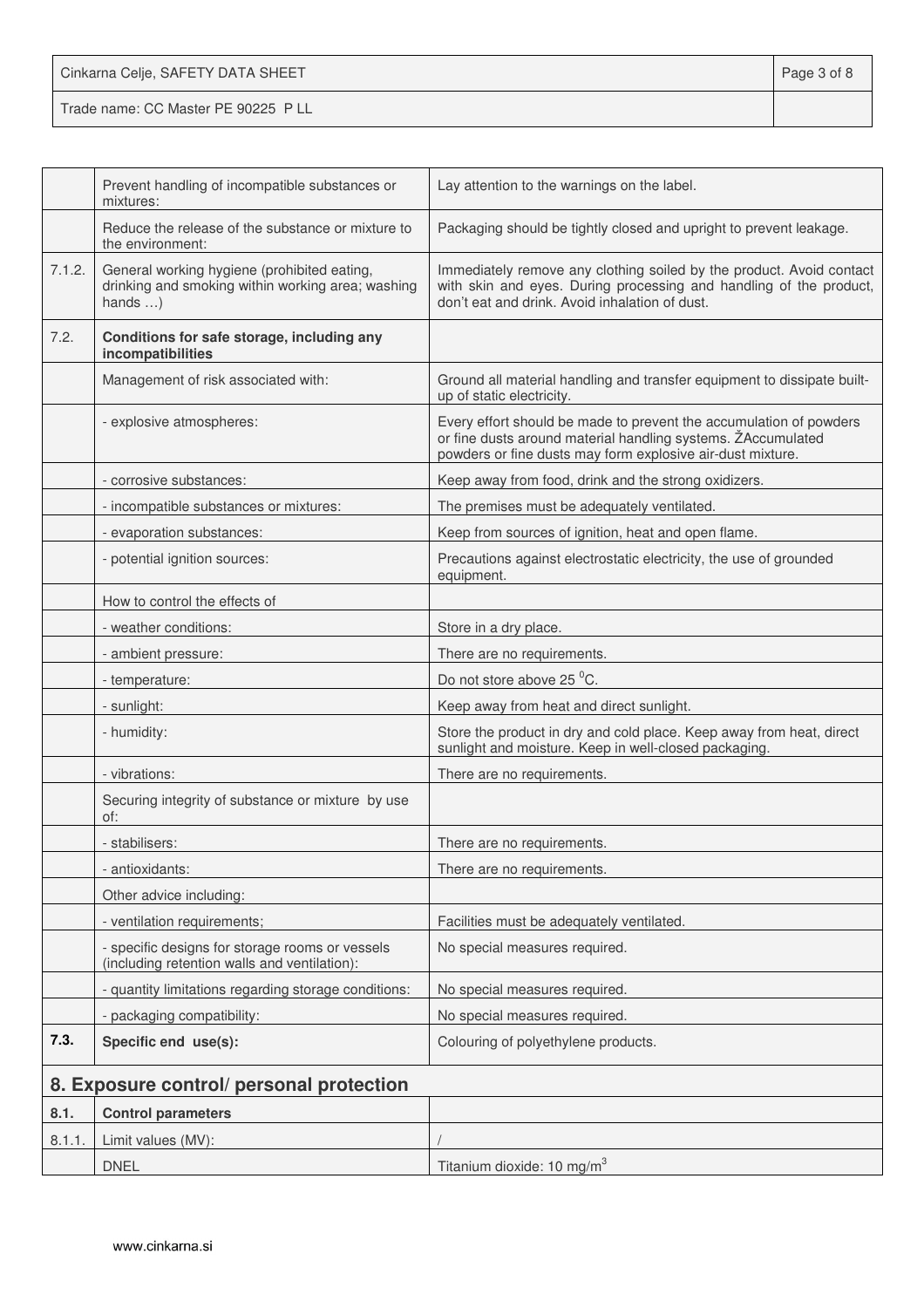|  |  |  |
|---|---|---|
|  | Prevent handling of incompatible substances or mixtures: | Lay attention to the warnings on the label. |
|  | Reduce the release of the substance or mixture to the environment: | Packaging should be tightly closed and upright to prevent leakage. |
| 7.1.2. | General working hygiene (prohibited eating, drinking and smoking within working area; washing hands …) | Immediately remove any clothing soiled by the product. Avoid contact with skin and eyes. During processing and handling of the product, don't eat and drink. Avoid inhalation of dust. |
| 7.2. | **Conditions for safe storage, including any incompatibilities** |  |
|  | Management of risk associated with: | Ground all material handling and transfer equipment to dissipate built-up of static electricity. |
|  | - explosive atmospheres: | Every effort should be made to prevent the accumulation of powders or fine dusts around material handling systems. ŽAccumulated powders or fine dusts may form explosive air-dust mixture. |
|  | - corrosive substances: | Keep away from food, drink and the strong oxidizers. |
|  | - incompatible substances or mixtures: | The premises must be adequately ventilated. |
|  | - evaporation substances: | Keep from sources of ignition, heat and open flame. |
|  | - potential ignition sources: | Precautions against electrostatic electricity, the use of grounded equipment. |
|  | How to control the effects of |  |
|  | - weather conditions: | Store in a dry place. |
|  | - ambient pressure: | There are no requirements. |
|  | - temperature: | Do not store above 25 $^0$C. |
|  | - sunlight: | Keep away from heat and direct sunlight. |
|  | - humidity: | Store the product in dry and cold place. Keep away from heat, direct sunlight and moisture. Keep in well-closed packaging. |
|  | - vibrations: | There are no requirements. |
|  | Securing integrity of substance or mixture by use of: |  |
|  | - stabilisers: | There are no requirements. |
|  | - antioxidants: | There are no requirements. |
|  | Other advice including: |  |
|  | - ventilation requirements; | Facilities must be adequately ventilated. |
|  | - specific designs for storage rooms or vessels (including retention walls and ventilation): | No special measures required. |
|  | - quantity limitations regarding storage conditions: | No special measures required. |
|  | - packaging compatibility: | No special measures required. |
| **7.3.** | **Specific end use(s):** | Colouring of polyethylene products. |

## 8. Exposure control/ personal protection

|  |  |  |
|---|---|---|
| **8.1.** | **Control parameters** |  |
| 8.1.1. | Limit values (MV): | / |
|  | DNEL | Titanium dioxide: 10 mg/m$^3$ |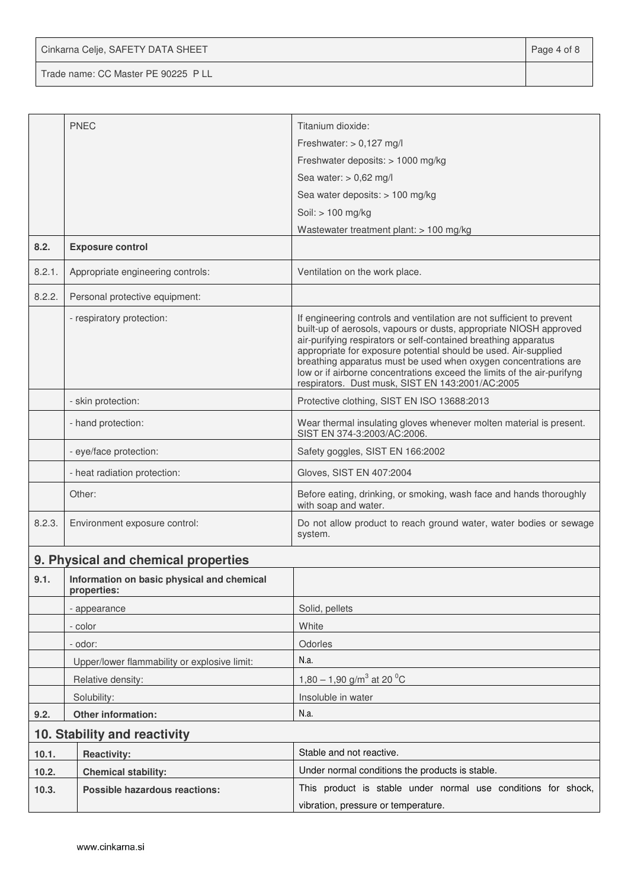| | | |
|---|---|---|
| | PNEC | Titanium dioxide:<br>Freshwater: > 0,127 mg/l<br>Freshwater deposits: > 1000 mg/kg<br>Sea water: > 0,62 mg/l<br>Sea water deposits: > 100 mg/kg<br>Soil: > 100 mg/kg<br>Wastewater treatment plant: > 100 mg/kg |
| **8.2.** | **Exposure control** | |
| 8.2.1. | Appropriate engineering controls: | Ventilation on the work place. |
| 8.2.2. | Personal protective equipment: | |
| | - respiratory protection: | If engineering controls and ventilation are not sufficient to prevent built-up of aerosols, vapours or dusts, appropriate NIOSH approved air-purifying respirators or self-contained breathing apparatus appropriate for exposure potential should be used. Air-supplied breathing apparatus must be used when oxygen concentrations are low or if airborne concentrations exceed the limits of the air-purifyng respirators. Dust musk, SIST EN 143:2001/AC:2005 |
| | - skin protection: | Protective clothing, SIST EN ISO 13688:2013 |
| | - hand protection: | Wear thermal insulating gloves whenever molten material is present. SIST EN 374-3:2003/AC:2006. |
| | - eye/face protection: | Safety goggles, SIST EN 166:2002 |
| | - heat radiation protection: | Gloves, SIST EN 407:2004 |
| | Other: | Before eating, drinking, or smoking, wash face and hands thoroughly with soap and water. |
| 8.2.3. | Environment exposure control: | Do not allow product to reach ground water, water bodies or sewage system. |

## 9. Physical and chemical properties

| | | |
|---|---|---|
| **9.1.** | **Information on basic physical and chemical properties:** | |
| | - appearance | Solid, pellets |
| | - color | White |
| | - odor: | Odorles |
| | Upper/lower flammability or explosive limit: | N.a. |
| | Relative density: | 1,80 – 1,90 g/m$^3$ at 20 $^0$C |
| | Solubility: | Insoluble in water |
| **9.2.** | **Other information:** | N.a. |

## 10. Stability and reactivity

| | | |
|---|---|---|
| **10.1.** | **Reactivity:** | Stable and not reactive. |
| **10.2.** | **Chemical stability:** | Under normal conditions the products is stable. |
| **10.3.** | **Possible hazardous reactions:** | This product is stable under normal use conditions for shock, vibration, pressure or temperature. |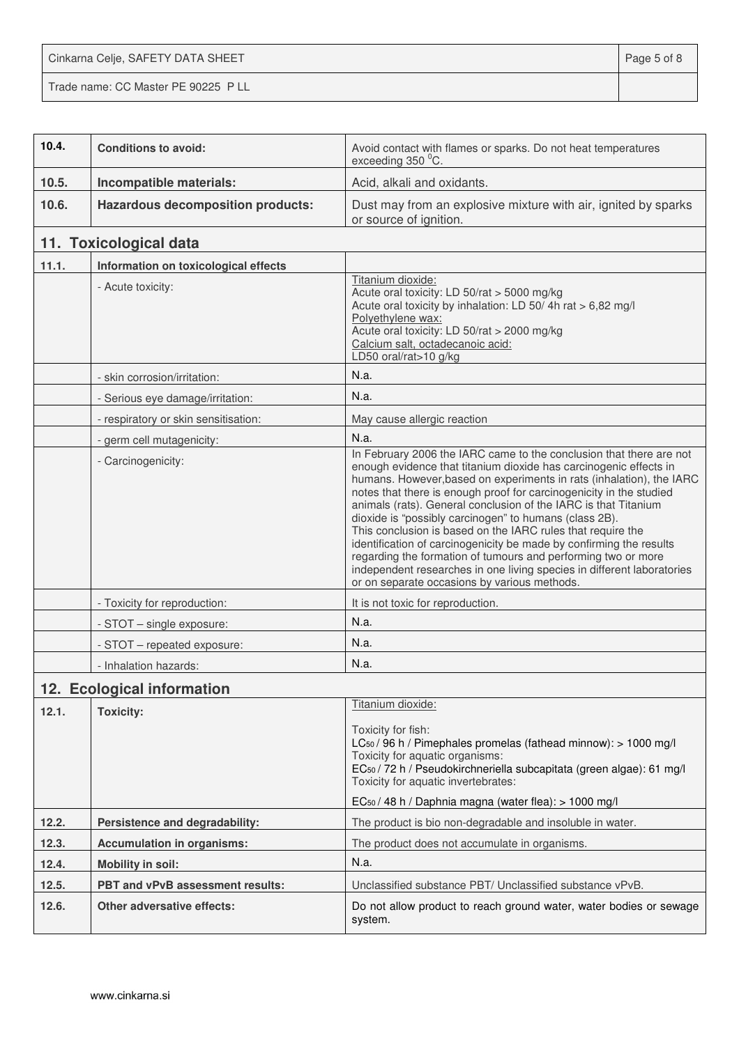| | | |
|---|---|---|
| **10.4.** | **Conditions to avoid:** | Avoid contact with flames or sparks. Do not heat temperatures exceeding 350 $^{0}$C. |
| **10.5.** | **Incompatible materials:** | Acid, alkali and oxidants. |
| **10.6.** | **Hazardous decomposition products:** | Dust may from an explosive mixture with air, ignited by sparks or source of ignition. |

## 11. Toxicological data

| | | |
|---|---|---|
| **11.1.** | **Information on toxicological effects** | |
| | - Acute toxicity: | <u>Titanium dioxide:</u><br>Acute oral toxicity: LD 50/rat > 5000 mg/kg<br>Acute oral toxicity by inhalation: LD 50/ 4h rat > 6,82 mg/l<br><u>Polyethylene wax:</u><br>Acute oral toxicity: LD 50/rat > 2000 mg/kg<br><u>Calcium salt, octadecanoic acid:</u><br>LD50 oral/rat>10 g/kg |
| | - skin corrosion/irritation: | N.a. |
| | - Serious eye damage/irritation: | N.a. |
| | - respiratory or skin sensitisation: | May cause allergic reaction |
| | - germ cell mutagenicity: | N.a. |
| | - Carcinogenicity: | In February 2006 the IARC came to the conclusion that there are not enough evidence that titanium dioxide has carcinogenic effects in humans. However,based on experiments in rats (inhalation), the IARC notes that there is enough proof for carcinogenicity in the studied animals (rats). General conclusion of the IARC is that Titanium dioxide is "possibly carcinogen" to humans (class 2B).<br>This conclusion is based on the IARC rules that require the identification of carcinogenicity be made by confirming the results regarding the formation of tumours and performing two or more independent researches in one living species in different laboratories or on separate occasions by various methods. |
| | - Toxicity for reproduction: | It is not toxic for reproduction. |
| | - STOT – single exposure: | N.a. |
| | - STOT – repeated exposure: | N.a. |
| | - Inhalation hazards: | N.a. |

## 12. Ecological information

| | | |
|---|---|---|
| **12.1.** | **Toxicity:** | <u>Titanium dioxide:</u><br><br>Toxicity for fish:<br>$LC_{50}$ / 96 h / Pimephales promelas (fathead minnow): > 1000 mg/l<br>Toxicity for aquatic organisms:<br>$EC_{50}$ / 72 h / Pseudokirchneriella subcapitata (green algae): 61 mg/l<br>Toxicity for aquatic invertebrates:<br><br>$EC_{50}$ / 48 h / Daphnia magna (water flea): > 1000 mg/l |
| **12.2.** | **Persistence and degradability:** | The product is bio non-degradable and insoluble in water. |
| **12.3.** | **Accumulation in organisms:** | The product does not accumulate in organisms. |
| **12.4.** | **Mobility in soil:** | N.a. |
| **12.5.** | **PBT and vPvB assessment results:** | Unclassified substance PBT/ Unclassified substance vPvB. |
| **12.6.** | **Other adversative effects:** | Do not allow product to reach ground water, water bodies or sewage system. |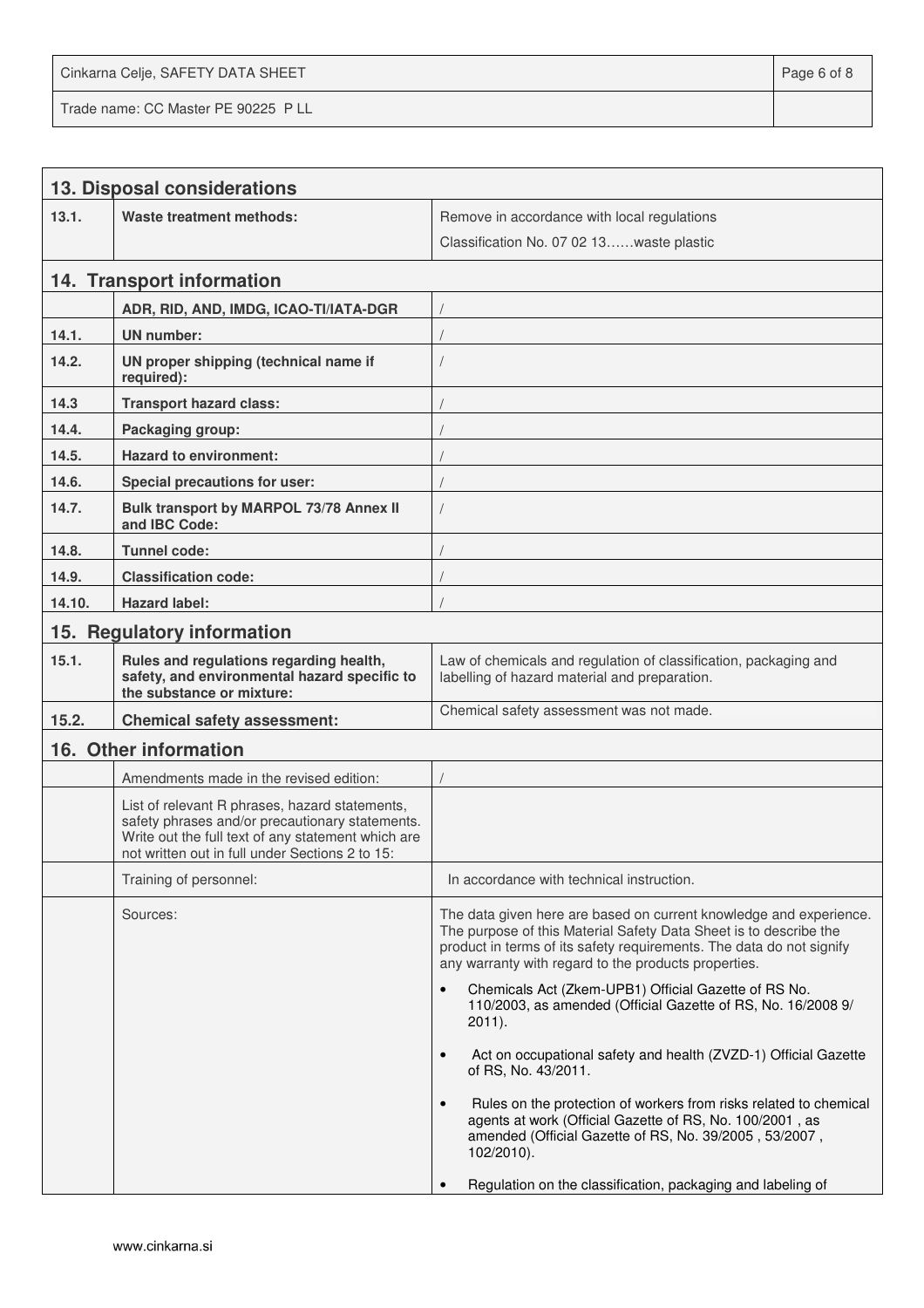## 13. Disposal considerations

| | | |
|---|---|---|
| 13.1. | **Waste treatment methods:** | Remove in accordance with local regulations<br>Classification No. 07 02 13……waste plastic |

## 14. Transport information

| | | |
|---|---|---|
| | **ADR, RID, AND, IMDG, ICAO-TI/IATA-DGR** | / |
| 14.1. | **UN number:** | / |
| 14.2. | **UN proper shipping (technical name if required):** | / |
| 14.3 | **Transport hazard class:** | / |
| 14.4. | **Packaging group:** | / |
| 14.5. | **Hazard to environment:** | / |
| 14.6. | **Special precautions for user:** | / |
| 14.7. | **Bulk transport by MARPOL 73/78 Annex II and IBC Code:** | / |
| 14.8. | **Tunnel code:** | / |
| 14.9. | **Classification code:** | / |
| 14.10. | **Hazard label:** | / |

## 15. Regulatory information

| | | |
|---|---|---|
| 15.1. | **Rules and regulations regarding health, safety, and environmental hazard specific to the substance or mixture:** | Law of chemicals and regulation of classification, packaging and labelling of hazard material and preparation. |
| 15.2. | **Chemical safety assessment:** | Chemical safety assessment was not made. |

## 16. Other information

| | | |
|---|---|---|
| | Amendments made in the revised edition: | / |
| | List of relevant R phrases, hazard statements, safety phrases and/or precautionary statements. Write out the full text of any statement which are not written out in full under Sections 2 to 15: | |
| | Training of personnel: | In accordance with technical instruction. |
| | Sources: | The data given here are based on current knowledge and experience. The purpose of this Material Safety Data Sheet is to describe the product in terms of its safety requirements. The data do not signify any warranty with regard to the products properties.<br>• Chemicals Act (Zkem-UPB1) Official Gazette of RS No. 110/2003, as amended (Official Gazette of RS, No. 16/2008 9/ 2011).<br>• Act on occupational safety and health (ZVZD-1) Official Gazette of RS, No. 43/2011.<br>• Rules on the protection of workers from risks related to chemical agents at work (Official Gazette of RS, No. 100/2001 , as amended (Official Gazette of RS, No. 39/2005 , 53/2007 , 102/2010).<br>• Regulation on the classification, packaging and labeling of |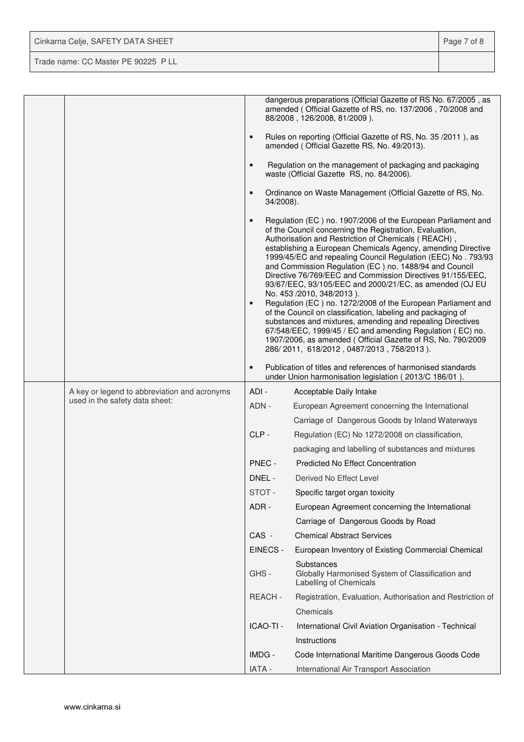| | | |
|---|---|---|
| | | dangerous preparations (Official Gazette of RS No. 67/2005 , as amended ( Official Gazette of RS, no. 137/2006 , 70/2008 and 88/2008 , 126/2008, 81/2009 ).<br><br>• Rules on reporting (Official Gazette of RS, No. 35 /2011 ), as amended ( Official Gazette RS, No. 49/2013).<br><br>• Regulation on the management of packaging and packaging waste (Official Gazette RS, no. 84/2006).<br><br>• Ordinance on Waste Management (Official Gazette of RS, No. 34/2008).<br><br>• Regulation (EC ) no. 1907/2006 of the European Parliament and of the Council concerning the Registration, Evaluation, Authorisation and Restriction of Chemicals ( REACH) , establishing a European Chemicals Agency, amending Directive 1999/45/EC and repealing Council Regulation (EEC) No . 793/93 and Commission Regulation (EC ) no. 1488/94 and Council Directive 76/769/EEC and Commission Directives 91/155/EEC, 93/67/EEC, 93/105/EEC and 2000/21/EC, as amended (OJ EU No. 453 /2010, 348/2013 ).<br>• Regulation (EC ) no. 1272/2008 of the European Parliament and of the Council on classification, labeling and packaging of substances and mixtures, amending and repealing Directives 67/548/EEC, 1999/45 / EC and amending Regulation ( EC) no. 1907/2006, as amended ( Official Gazette of RS, No. 790/2009 286/ 2011, 618/2012 , 0487/2013 , 758/2013 ).<br><br>• Publication of titles and references of harmonised standards under Union harmonisation legislation ( 2013/C 186/01 ). |
| | A key or legend to abbreviation and acronyms used in the safety data sheet: | ADI - Acceptable Daily Intake<br>ADN - European Agreement concerning the International Carriage of Dangerous Goods by Inland Waterways<br>CLP - Regulation (EC) No 1272/2008 on classification, packaging and labelling of substances and mixtures<br>PNEC - Predicted No Effect Concentration<br>DNEL - Derived No Effect Level<br>STOT - Specific target organ toxicity<br>ADR - European Agreement concerning the International Carriage of Dangerous Goods by Road<br>CAS - Chemical Abstract Services<br>EINECS - European Inventory of Existing Commercial Chemical Substances<br>GHS - Globally Harmonised System of Classification and Labelling of Chemicals<br>REACH - Registration, Evaluation, Authorisation and Restriction of Chemicals<br>ICAO-TI - International Civil Aviation Organisation - Technical Instructions<br>IMDG - Code International Maritime Dangerous Goods Code<br>IATA - International Air Transport Association |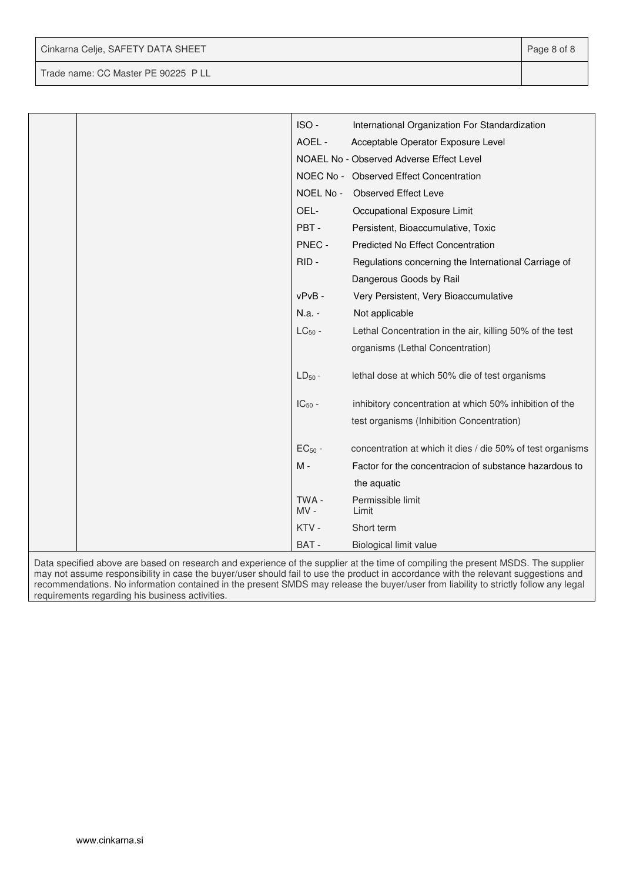| | | | |
|---|---|---|---|
| | | ISO - | International Organization For Standardization |
| | | AOEL - | Acceptable Operator Exposure Level |
| | | NOAEL No - | Observed Adverse Effect Level |
| | | NOEC No - | Observed Effect Concentration |
| | | NOEL No - | Observed Effect Leve |
| | | OEL- | Occupational Exposure Limit |
| | | PBT - | Persistent, Bioaccumulative, Toxic |
| | | PNEC - | Predicted No Effect Concentration |
| | | RID - | Regulations concerning the International Carriage of Dangerous Goods by Rail |
| | | vPvB - | Very Persistent, Very Bioaccumulative |
| | | N.a. - | Not applicable |
| | | $LC_{50}$ - | Lethal Concentration in the air, killing 50% of the test organisms (Lethal Concentration) |
| | | $LD_{50}$ - | lethal dose at which 50% die of test organisms |
| | | $IC_{50}$ - | inhibitory concentration at which 50% inhibition of the test organisms (Inhibition Concentration) |
| | | $EC_{50}$ - | concentration at which it dies / die 50% of test organisms |
| | | M - | Factor for the concentracion of substance hazardous to the aquatic |
| | | TWA - MV - | Permissible limit Limit |
| | | KTV - | Short term |
| | | BAT - | Biological limit value |

Data specified above are based on research and experience of the supplier at the time of compiling the present MSDS. The supplier may not assume responsibility in case the buyer/user should fail to use the product in accordance with the relevant suggestions and recommendations. No information contained in the present SMDS may release the buyer/user from liability to strictly follow any legal requirements regarding his business activities.